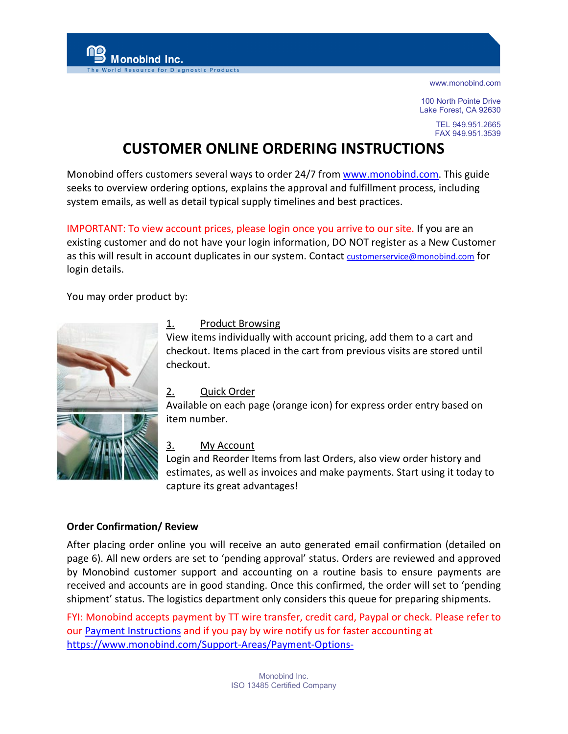Monobind Inc.
The World Resource for Diagnostic Products

www.monobind.com

100 North Pointe Drive
Lake Forest, CA 92630

TEL 949.951.2665
FAX 949.951.3539

# CUSTOMER ONLINE ORDERING INSTRUCTIONS

Monobind offers customers several ways to order 24/7 from www.monobind.com. This guide seeks to overview ordering options, explains the approval and fulfillment process, including system emails, as well as detail typical supply timelines and best practices.

IMPORTANT: To view account prices, please login once you arrive to our site. If you are an existing customer and do not have your login information, DO NOT register as a New Customer as this will result in account duplicates in our system. Contact customerservice@monobind.com for login details.

You may order product by:

1. Product Browsing
   View items individually with account pricing, add them to a cart and checkout. Items placed in the cart from previous visits are stored until checkout.

2. Quick Order
   Available on each page (orange icon) for express order entry based on item number.

3. My Account
   Login and Reorder Items from last Orders, also view order history and estimates, as well as invoices and make payments. Start using it today to capture its great advantages!

**Order Confirmation/ Review**

After placing order online you will receive an auto generated email confirmation (detailed on page 6). All new orders are set to 'pending approval' status. Orders are reviewed and approved by Monobind customer support and accounting on a routine basis to ensure payments are received and accounts are in good standing. Once this confirmed, the order will set to 'pending shipment' status. The logistics department only considers this queue for preparing shipments.

FYI: Monobind accepts payment by TT wire transfer, credit card, Paypal or check. Please refer to our Payment Instructions and if you pay by wire notify us for faster accounting at https://www.monobind.com/Support-Areas/Payment-Options-

Monobind Inc.
ISO 13485 Certified Company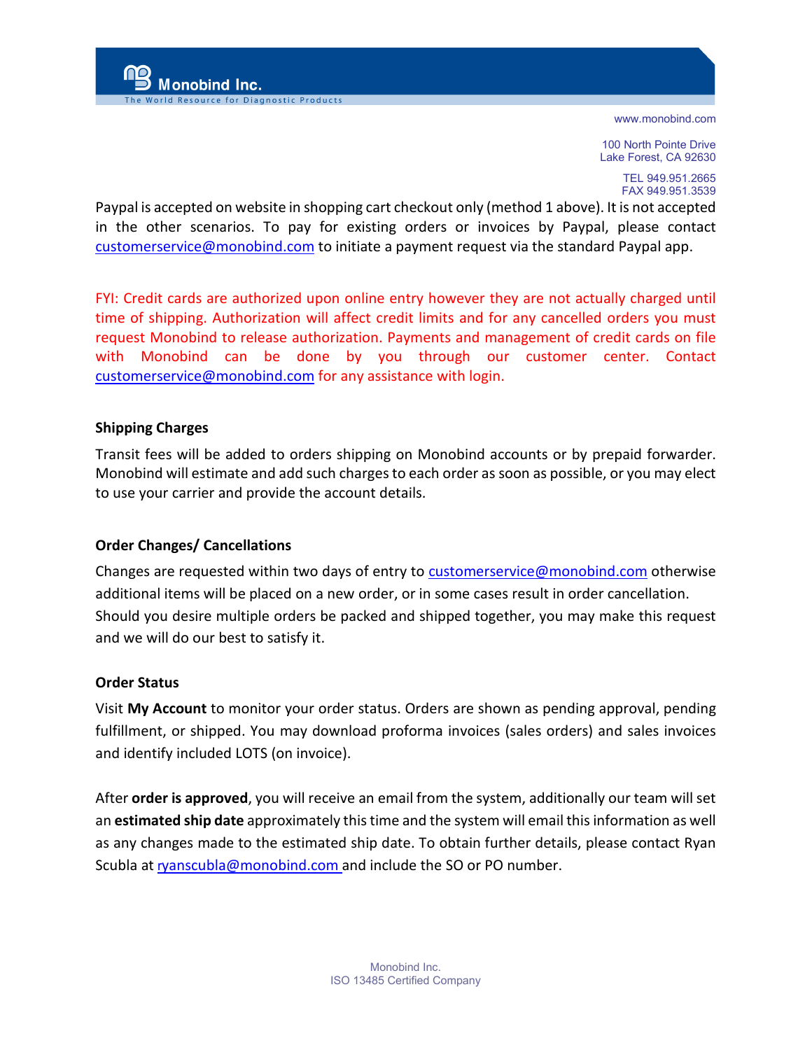Paypal is accepted on website in shopping cart checkout only (method 1 above). It is not accepted in the other scenarios. To pay for existing orders or invoices by Paypal, please contact customerservice@monobind.com to initiate a payment request via the standard Paypal app.

FYI: Credit cards are authorized upon online entry however they are not actually charged until time of shipping. Authorization will affect credit limits and for any cancelled orders you must request Monobind to release authorization. Payments and management of credit cards on file with Monobind can be done by you through our customer center. Contact customerservice@monobind.com for any assistance with login.

### Shipping Charges

Transit fees will be added to orders shipping on Monobind accounts or by prepaid forwarder. Monobind will estimate and add such charges to each order as soon as possible, or you may elect to use your carrier and provide the account details.

### Order Changes/ Cancellations

Changes are requested within two days of entry to customerservice@monobind.com otherwise additional items will be placed on a new order, or in some cases result in order cancellation. Should you desire multiple orders be packed and shipped together, you may make this request and we will do our best to satisfy it.

### Order Status

Visit **My Account** to monitor your order status. Orders are shown as pending approval, pending fulfillment, or shipped. You may download proforma invoices (sales orders) and sales invoices and identify included LOTS (on invoice).

After **order is approved**, you will receive an email from the system, additionally our team will set an **estimated ship date** approximately this time and the system will email this information as well as any changes made to the estimated ship date. To obtain further details, please contact Ryan Scubla at ryanscubla@monobind.com and include the SO or PO number.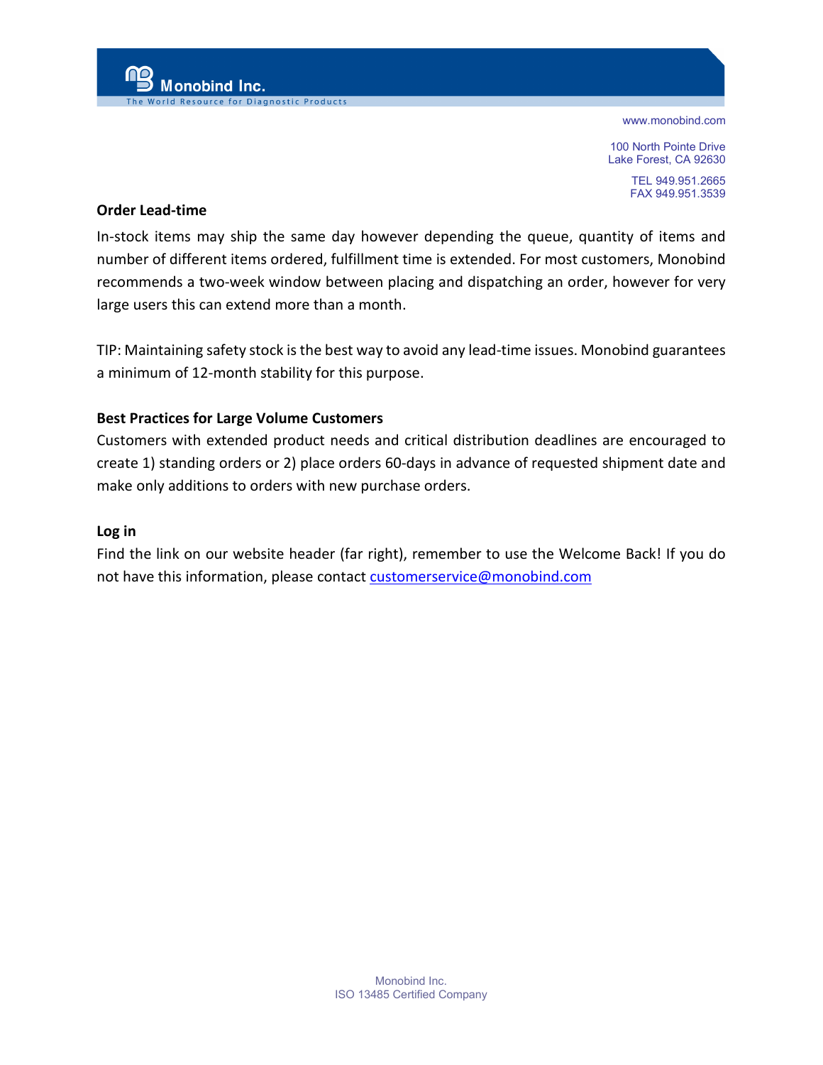**Order Lead-time**

In-stock items may ship the same day however depending the queue, quantity of items and number of different items ordered, fulfillment time is extended. For most customers, Monobind recommends a two-week window between placing and dispatching an order, however for very large users this can extend more than a month.

TIP: Maintaining safety stock is the best way to avoid any lead-time issues. Monobind guarantees a minimum of 12-month stability for this purpose.

**Best Practices for Large Volume Customers**

Customers with extended product needs and critical distribution deadlines are encouraged to create 1) standing orders or 2) place orders 60-days in advance of requested shipment date and make only additions to orders with new purchase orders.

**Log in**

Find the link on our website header (far right), remember to use the Welcome Back! If you do not have this information, please contact customerservice@monobind.com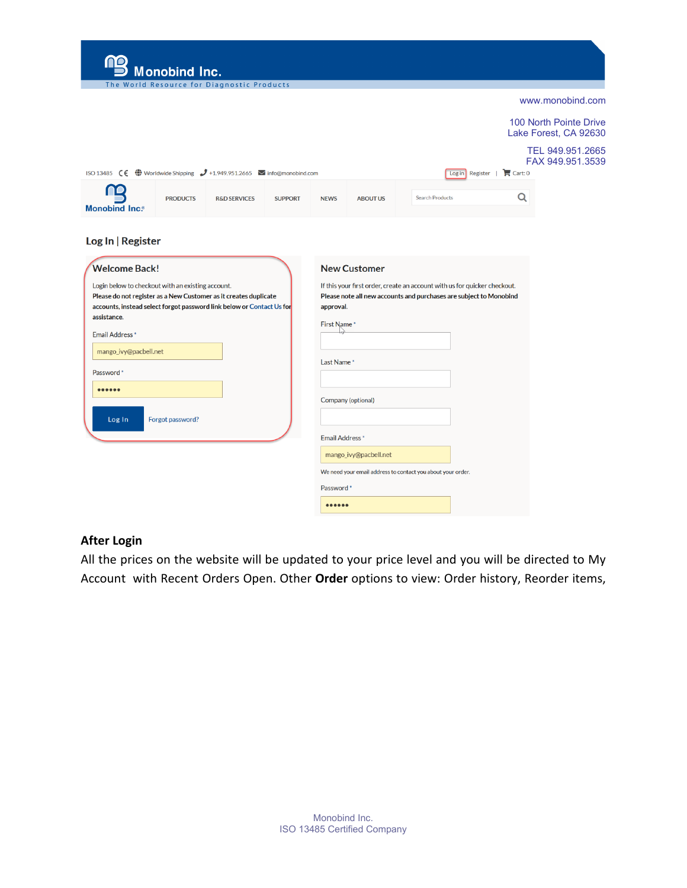www.monobind.com

100 North Pointe Drive
Lake Forest, CA 92630

TEL 949.951.2665
FAX 949.951.3539

ISO 13485 CE Worldwide Shipping +1.949.951.2665 info@monobind.com Log in Register | Cart: 0

Monobind Inc.® PRODUCTS R&D SERVICES SUPPORT NEWS ABOUT US Search Products

Log In | Register

**Welcome Back!**

Login below to checkout with an existing account.
Please do not register as a New Customer as it creates duplicate accounts, instead select forgot password link below or Contact Us for assistance.

Email Address *
mango_ivy@pacbell.net

Password *
••••••

Log In Forgot password?

**New Customer**

If this your first order, create an account with us for quicker checkout.
Please note all new accounts and purchases are subject to Monobind approval.

First Name *

Last Name *

Company (optional)

Email Address *
mango_ivy@pacbell.net

We need your email address to contact you about your order.

Password *
••••••

**After Login**

All the prices on the website will be updated to your price level and you will be directed to My Account with Recent Orders Open. Other **Order** options to view: Order history, Reorder items,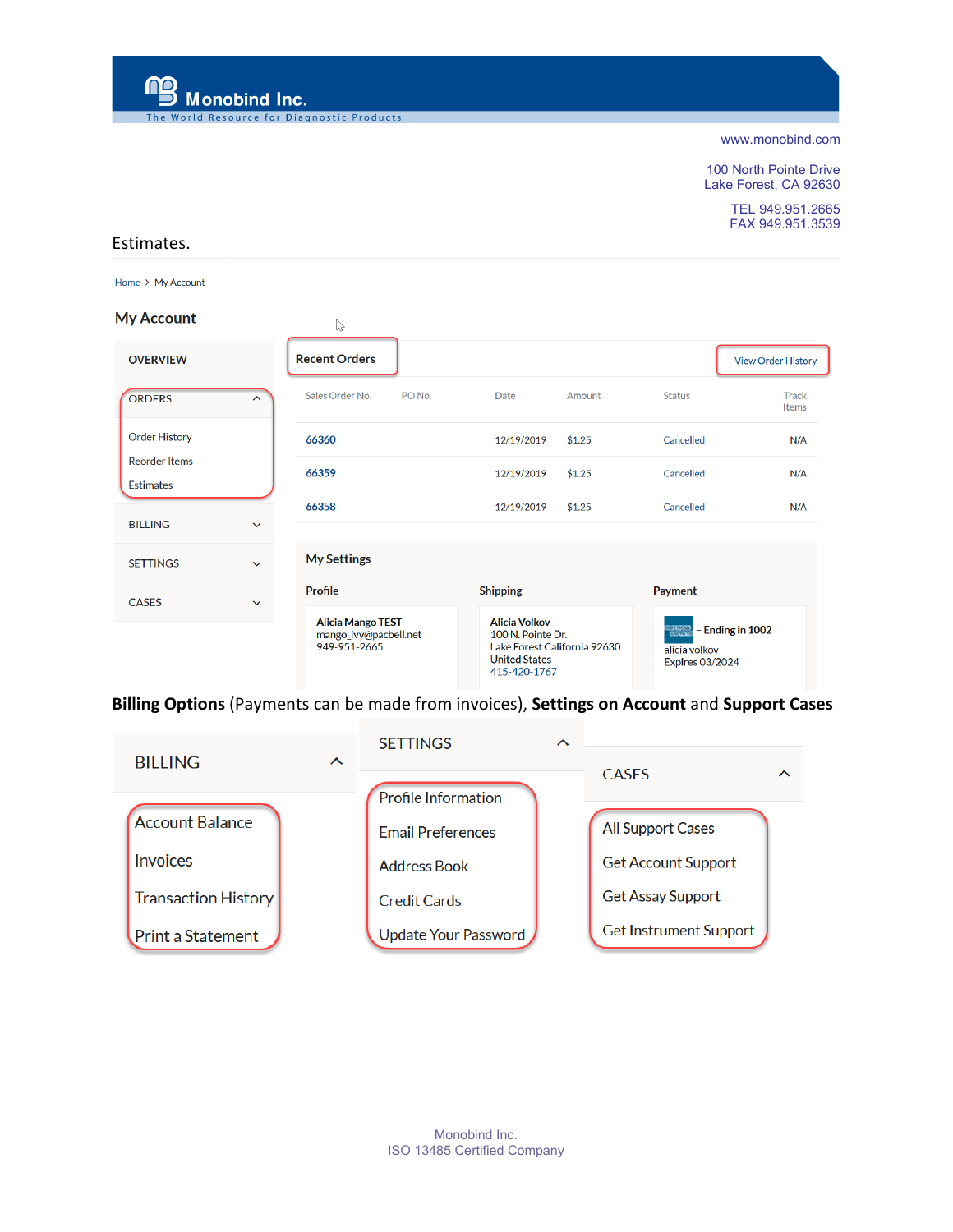www.monobind.com

100 North Pointe Drive
Lake Forest, CA 92630

TEL 949.951.2665
FAX 949.951.3539

Estimates.

Home > My Account

## My Account

- OVERVIEW
- ORDERS
  - Order History
  - Reorder Items
  - Estimates
- BILLING
- SETTINGS
- CASES

**Recent Orders** — View Order History

| Sales Order No. | PO No. | Date | Amount | Status | Track Items |
|---|---|---|---|---|---|
| 66360 | | 12/19/2019 | $1.25 | Cancelled | N/A |
| 66359 | | 12/19/2019 | $1.25 | Cancelled | N/A |
| 66358 | | 12/19/2019 | $1.25 | Cancelled | N/A |

**My Settings**

**Profile**
Alicia Mango TEST
mango_ivy@pacbell.net
949-951-2665

**Shipping**
Alicia Volkov
100 N. Pointe Dr.
Lake Forest California 92630
United States
415-420-1767

**Payment**
– Ending in 1002
alicia volkov
Expires 03/2024

**Billing Options** (Payments can be made from invoices), **Settings on Account** and **Support Cases**

**BILLING**
- Account Balance
- Invoices
- Transaction History
- Print a Statement

**SETTINGS**
- Profile Information
- Email Preferences
- Address Book
- Credit Cards
- Update Your Password

**CASES**
- All Support Cases
- Get Account Support
- Get Assay Support
- Get Instrument Support

Monobind Inc.
ISO 13485 Certified Company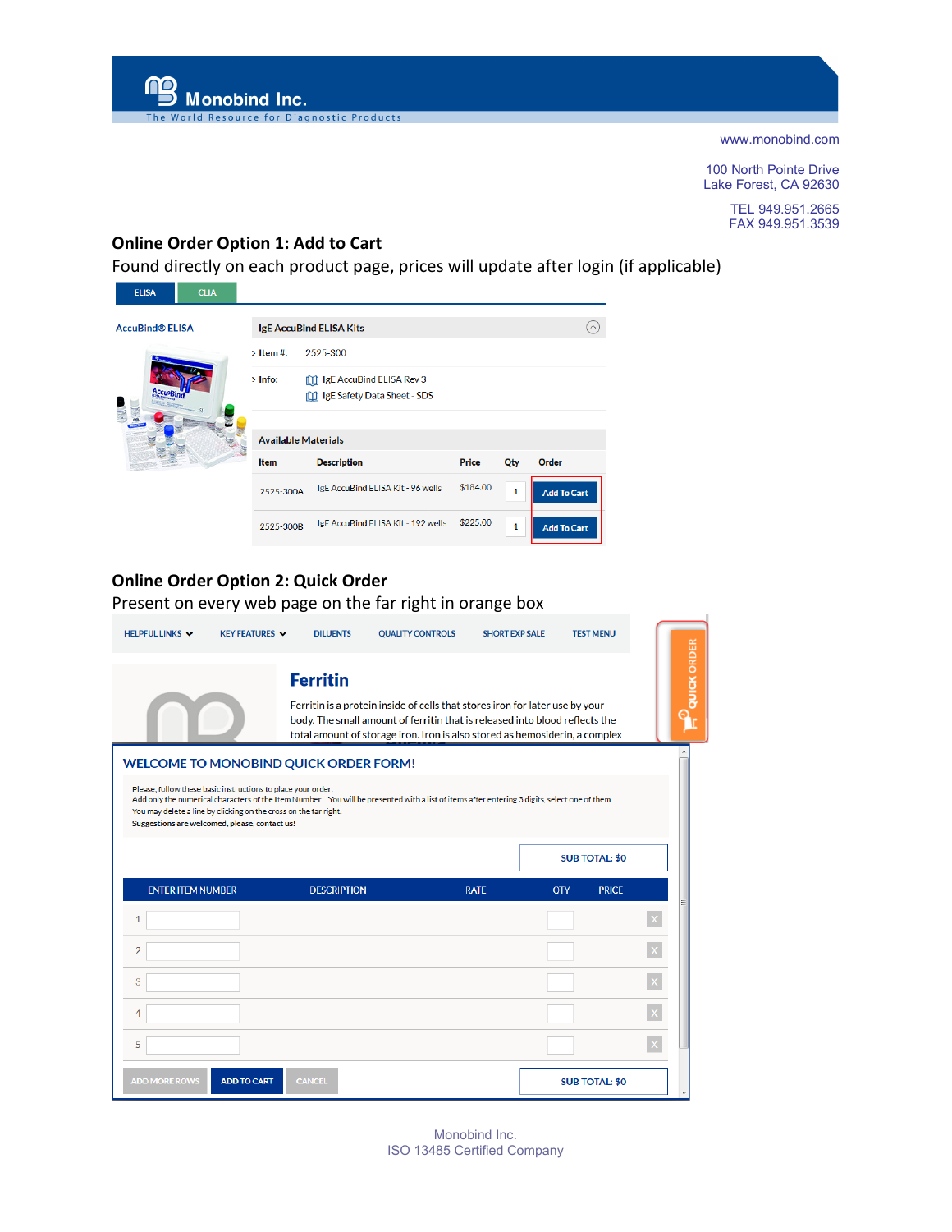Monobind Inc.

The World Resource for Diagnostic Products

www.monobind.com

100 North Pointe Drive
Lake Forest, CA 92630

TEL 949.951.2665
FAX 949.951.3539

## Online Order Option 1: Add to Cart

Found directly on each product page, prices will update after login (if applicable)

ELISA | CLIA

AccuBind® ELISA

**IgE AccuBind ELISA Kits**

> Item #: 2525-300

> Info: IgE AccuBind ELISA Rev 3
IgE Safety Data Sheet - SDS

**Available Materials**

| Item | Description | Price | Qty | Order |
|---|---|---|---|---|
| 2525-300A | IgE AccuBind ELISA Kit - 96 wells | $184.00 | 1 | Add To Cart |
| 2525-300B | IgE AccuBind ELISA Kit - 192 wells | $225.00 | 1 | Add To Cart |

## Online Order Option 2: Quick Order

Present on every web page on the far right in orange box

HELPFUL LINKS | KEY FEATURES | DILUENTS | QUALITY CONTROLS | SHORT EXP SALE | TEST MENU

QUICK ORDER

**Ferritin**

Ferritin is a protein inside of cells that stores iron for later use by your body. The small amount of ferritin that is released into blood reflects the total amount of storage iron. Iron is also stored as hemosiderin, a complex

**WELCOME TO MONOBIND QUICK ORDER FORM!**

Please, follow these basic instructions to place your order:
Add only the numerical characters of the Item Number. You will be presented with a list of items after entering 3 digits, select one of them.
You may delete a line by clicking on the cross on the far right.
**Suggestions are welcomed, please, contact us!**

SUB TOTAL: $0

| | ENTER ITEM NUMBER | DESCRIPTION | RATE | QTY | PRICE | |
|---|---|---|---|---|---|---|
| 1 | | | | | | X |
| 2 | | | | | | X |
| 3 | | | | | | X |
| 4 | | | | | | X |
| 5 | | | | | | X |

ADD MORE ROWS | ADD TO CART | CANCEL

SUB TOTAL: $0

Monobind Inc.
ISO 13485 Certified Company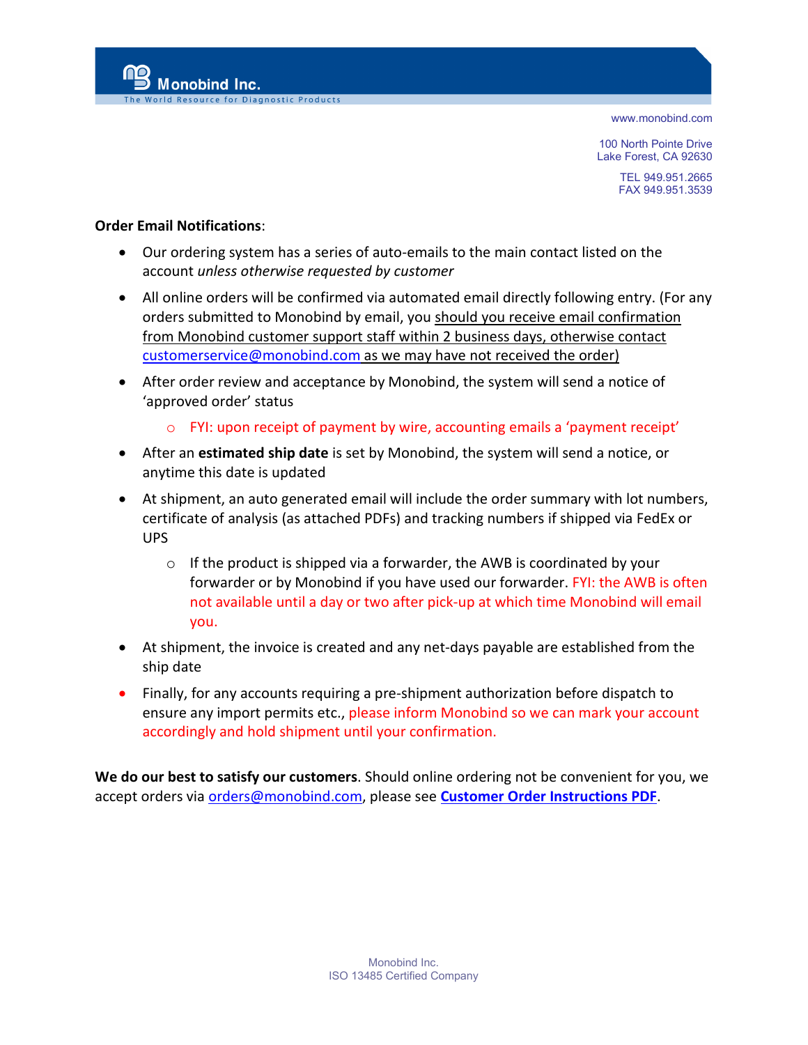**Order Email Notifications**:

- Our ordering system has a series of auto-emails to the main contact listed on the account *unless otherwise requested by customer*
- All online orders will be confirmed via automated email directly following entry. (For any orders submitted to Monobind by email, you should you receive email confirmation from Monobind customer support staff within 2 business days, otherwise contact customerservice@monobind.com as we may have not received the order)
- After order review and acceptance by Monobind, the system will send a notice of 'approved order' status
  - FYI: upon receipt of payment by wire, accounting emails a 'payment receipt'
- After an **estimated ship date** is set by Monobind, the system will send a notice, or anytime this date is updated
- At shipment, an auto generated email will include the order summary with lot numbers, certificate of analysis (as attached PDFs) and tracking numbers if shipped via FedEx or UPS
  - If the product is shipped via a forwarder, the AWB is coordinated by your forwarder or by Monobind if you have used our forwarder. FYI: the AWB is often not available until a day or two after pick-up at which time Monobind will email you.
- At shipment, the invoice is created and any net-days payable are established from the ship date
- Finally, for any accounts requiring a pre-shipment authorization before dispatch to ensure any import permits etc., please inform Monobind so we can mark your account accordingly and hold shipment until your confirmation.

**We do our best to satisfy our customers**. Should online ordering not be convenient for you, we accept orders via orders@monobind.com, please see **Customer Order Instructions PDF**.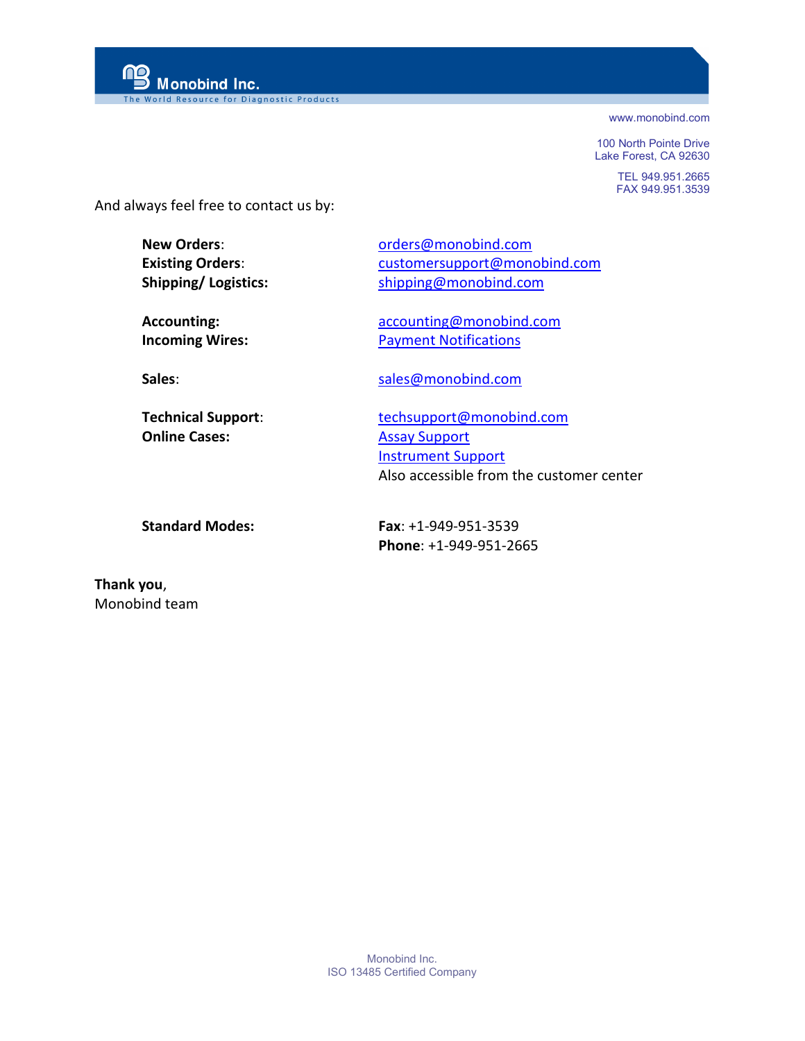Monobind Inc.
The World Resource for Diagnostic Products

www.monobind.com

100 North Pointe Drive
Lake Forest, CA 92630

TEL 949.951.2665
FAX 949.951.3539

And always feel free to contact us by:

| | |
|---|---|
| **New Orders**: | orders@monobind.com |
| **Existing Orders**: | customersupport@monobind.com |
| **Shipping/ Logistics:** | shipping@monobind.com |
| **Accounting:** | accounting@monobind.com |
| **Incoming Wires:** | Payment Notifications |
| **Sales**: | sales@monobind.com |
| **Technical Support**: | techsupport@monobind.com |
| **Online Cases:** | Assay Support<br>Instrument Support<br>Also accessible from the customer center |
| **Standard Modes:** | **Fax**: +1-949-951-3539<br>**Phone**: +1-949-951-2665 |

**Thank you**,
Monobind team

Monobind Inc.
ISO 13485 Certified Company